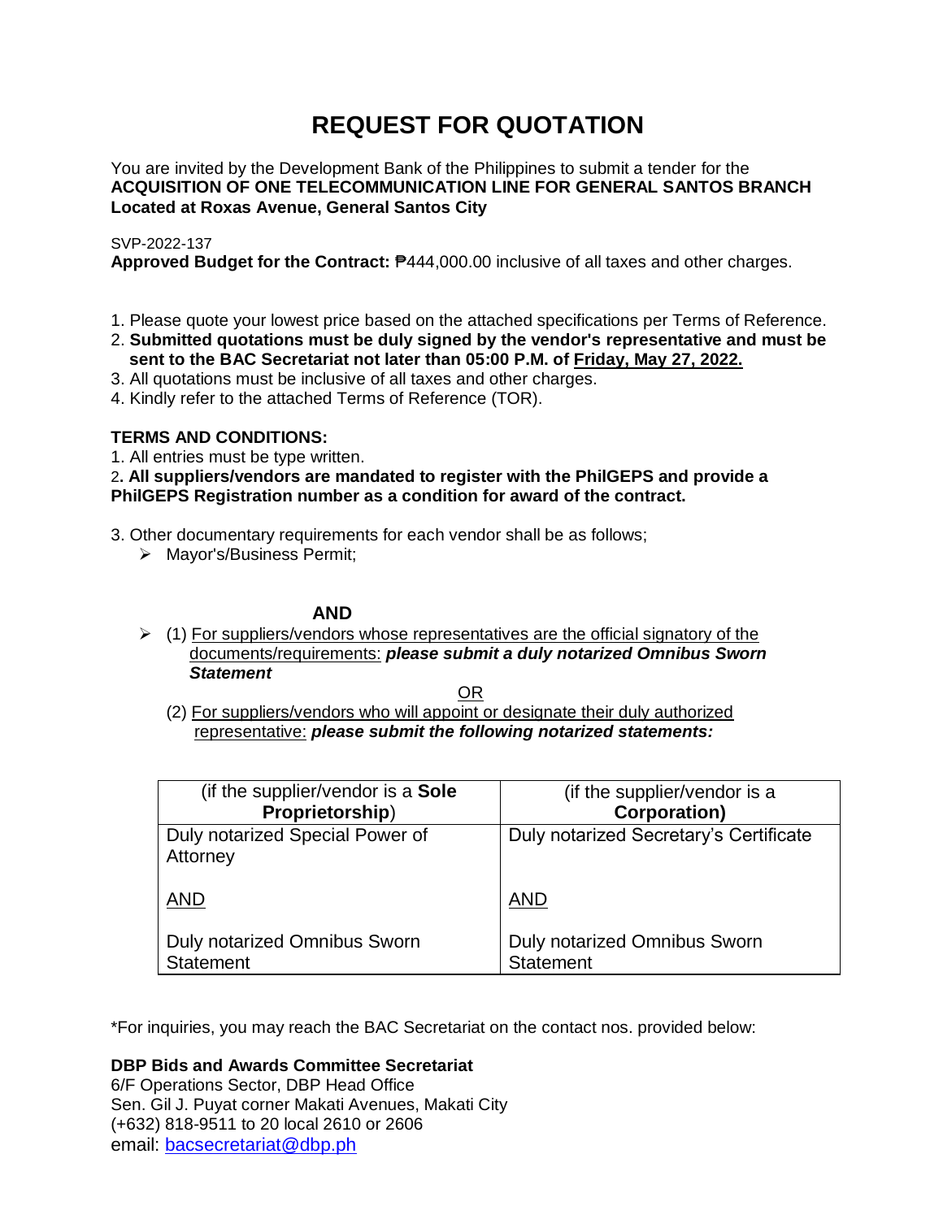# REQUEST FOR QUOTATION

You are invited by the Development Bank of the Philippines to submit a tender for the **ACQUISITION OF ONE TELECOMMUNICATION LINE FOR GENERAL SANTOS BRANCH Located at Roxas Avenue, General Santos City**

SVP-2022-137

**Approved Budget for the Contract:** ₱444,000.00 inclusive of all taxes and other charges.

1. Please quote your lowest price based on the attached specifications per Terms of Reference.
2. **Submitted quotations must be duly signed by the vendor's representative and must be sent to the BAC Secretariat not later than 05:00 P.M. of Friday, May 27, 2022.**
3. All quotations must be inclusive of all taxes and other charges.
4. Kindly refer to the attached Terms of Reference (TOR).

**TERMS AND CONDITIONS:**

1. All entries must be type written.
2. **All suppliers/vendors are mandated to register with the PhilGEPS and provide a PhilGEPS Registration number as a condition for award of the contract.**
3. Other documentary requirements for each vendor shall be as follows;
   - Mayor's/Business Permit;

     **AND**

   - (1) For suppliers/vendors whose representatives are the official signatory of the documents/requirements: ***please submit a duly notarized Omnibus Sworn Statement***

     OR

     (2) For suppliers/vendors who will appoint or designate their duly authorized representative: ***please submit the following notarized statements:***

| (if the supplier/vendor is a **Sole Proprietorship**) | (if the supplier/vendor is a **Corporation)** |
|---|---|
| Duly notarized Special Power of Attorney<br><br>AND<br><br>Duly notarized Omnibus Sworn Statement | Duly notarized Secretary's Certificate<br><br>AND<br><br>Duly notarized Omnibus Sworn Statement |

*For inquiries, you may reach the BAC Secretariat on the contact nos. provided below:

**DBP Bids and Awards Committee Secretariat**
6/F Operations Sector, DBP Head Office
Sen. Gil J. Puyat corner Makati Avenues, Makati City
(+632) 818-9511 to 20 local 2610 or 2606
email: bacsecretariat@dbp.ph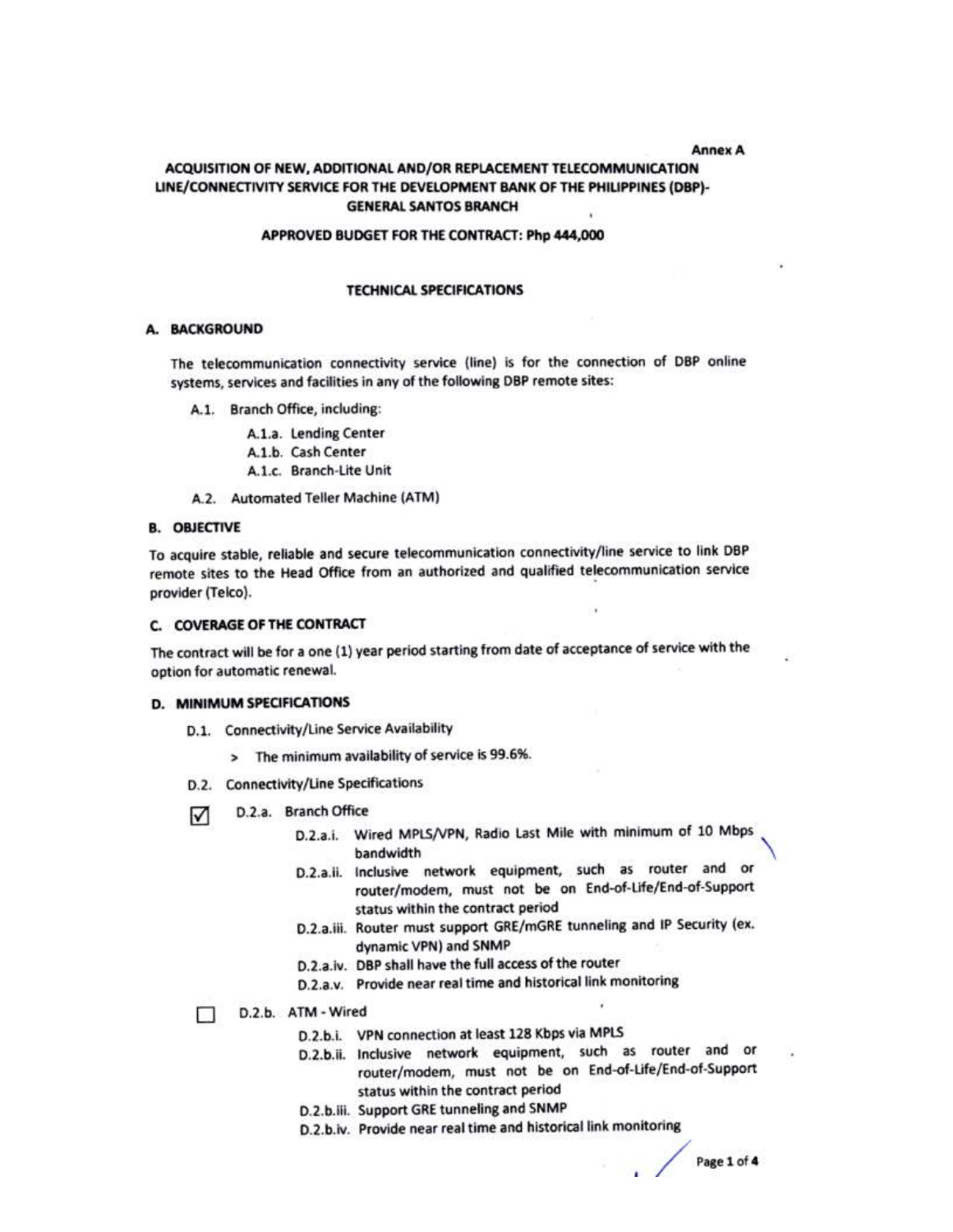Annex A

# ACQUISITION OF NEW, ADDITIONAL AND/OR REPLACEMENT TELECOMMUNICATION LINE/CONNECTIVITY SERVICE FOR THE DEVELOPMENT BANK OF THE PHILIPPINES (DBP)-GENERAL SANTOS BRANCH

**APPROVED BUDGET FOR THE CONTRACT: Php 444,000**

## TECHNICAL SPECIFICATIONS

### A. BACKGROUND

The telecommunication connectivity service (line) is for the connection of DBP online systems, services and facilities in any of the following DBP remote sites:

- A.1. Branch Office, including:
  - A.1.a. Lending Center
  - A.1.b. Cash Center
  - A.1.c. Branch-Lite Unit
- A.2. Automated Teller Machine (ATM)

### B. OBJECTIVE

To acquire stable, reliable and secure telecommunication connectivity/line service to link DBP remote sites to the Head Office from an authorized and qualified telecommunication service provider (Telco).

### C. COVERAGE OF THE CONTRACT

The contract will be for a one (1) year period starting from date of acceptance of service with the option for automatic renewal.

### D. MINIMUM SPECIFICATIONS

- D.1. Connectivity/Line Service Availability
  - > The minimum availability of service is 99.6%.
- D.2. Connectivity/Line Specifications

☑ D.2.a. Branch Office

- D.2.a.i. Wired MPLS/VPN, Radio Last Mile with minimum of 10 Mbps bandwidth
- D.2.a.ii. Inclusive network equipment, such as router and or router/modem, must not be on End-of-Life/End-of-Support status within the contract period
- D.2.a.iii. Router must support GRE/mGRE tunneling and IP Security (ex. dynamic VPN) and SNMP
- D.2.a.iv. DBP shall have the full access of the router
- D.2.a.v. Provide near real time and historical link monitoring

☐ D.2.b. ATM - Wired

- D.2.b.i. VPN connection at least 128 Kbps via MPLS
- D.2.b.ii. Inclusive network equipment, such as router and or router/modem, must not be on End-of-Life/End-of-Support status within the contract period
- D.2.b.iii. Support GRE tunneling and SNMP
- D.2.b.iv. Provide near real time and historical link monitoring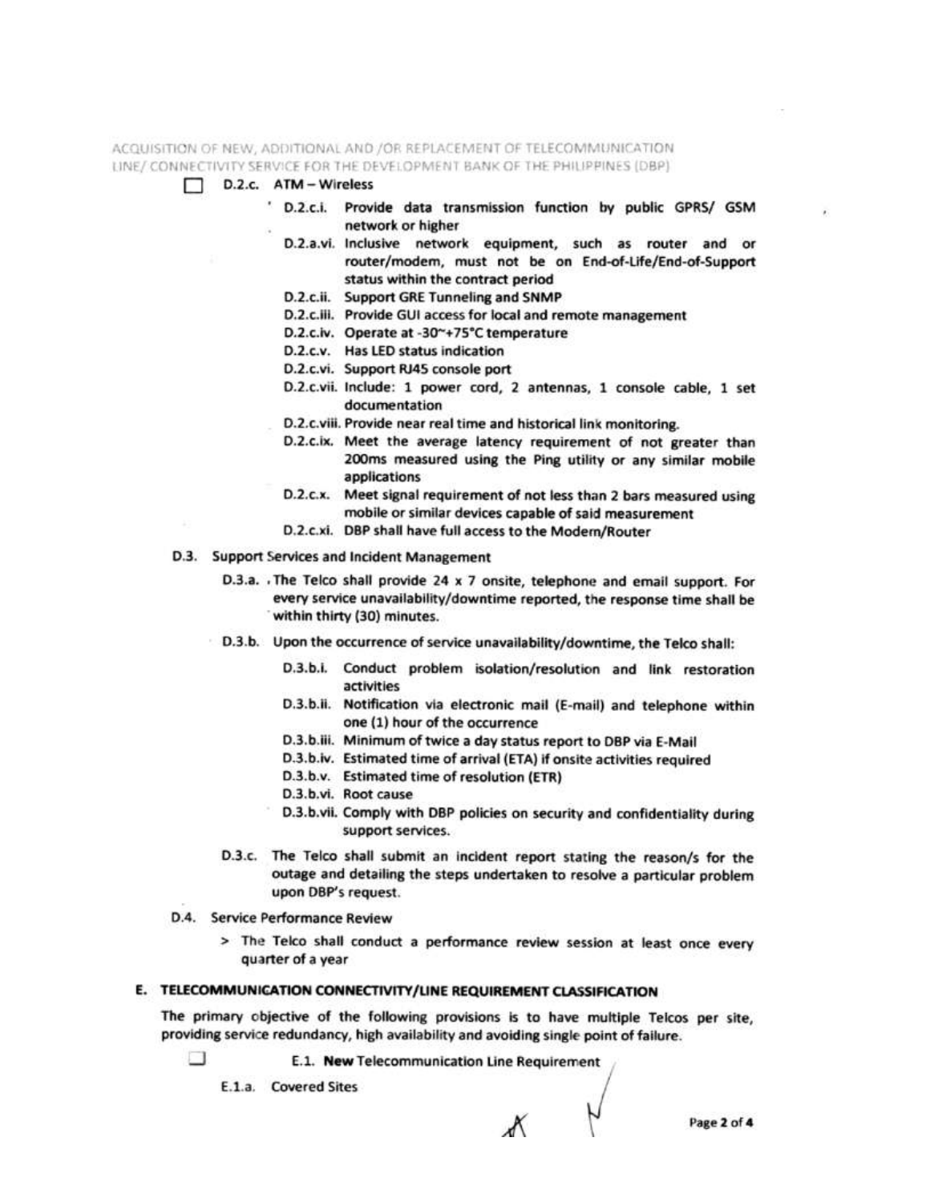☐ D.2.c. ATM – Wireless

- D.2.c.i. Provide data transmission function by public GPRS/ GSM network or higher
- D.2.a.vi. Inclusive network equipment, such as router and or router/modem, must not be on End-of-Life/End-of-Support status within the contract period
- D.2.c.ii. Support GRE Tunneling and SNMP
- D.2.c.iii. Provide GUI access for local and remote management
- D.2.c.iv. Operate at -30~+75°C temperature
- D.2.c.v. Has LED status indication
- D.2.c.vi. Support RJ45 console port
- D.2.c.vii. Include: 1 power cord, 2 antennas, 1 console cable, 1 set documentation
- D.2.c.viii. Provide near real time and historical link monitoring.
- D.2.c.ix. Meet the average latency requirement of not greater than 200ms measured using the Ping utility or any similar mobile applications
- D.2.c.x. Meet signal requirement of not less than 2 bars measured using mobile or similar devices capable of said measurement
- D.2.c.xi. DBP shall have full access to the Modem/Router

D.3. Support Services and Incident Management

D.3.a. The Telco shall provide 24 x 7 onsite, telephone and email support. For every service unavailability/downtime reported, the response time shall be within thirty (30) minutes.

D.3.b. Upon the occurrence of service unavailability/downtime, the Telco shall:

- D.3.b.i. Conduct problem isolation/resolution and link restoration activities
- D.3.b.ii. Notification via electronic mail (E-mail) and telephone within one (1) hour of the occurrence
- D.3.b.iii. Minimum of twice a day status report to DBP via E-Mail
- D.3.b.iv. Estimated time of arrival (ETA) if onsite activities required
- D.3.b.v. Estimated time of resolution (ETR)
- D.3.b.vi. Root cause
- D.3.b.vii. Comply with DBP policies on security and confidentiality during support services.

D.3.c. The Telco shall submit an incident report stating the reason/s for the outage and detailing the steps undertaken to resolve a particular problem upon DBP's request.

D.4. Service Performance Review

> The Telco shall conduct a performance review session at least once every quarter of a year

## E. TELECOMMUNICATION CONNECTIVITY/LINE REQUIREMENT CLASSIFICATION

The primary objective of the following provisions is to have multiple Telcos per site, providing service redundancy, high availability and avoiding single point of failure.

☐ E.1. **New** Telecommunication Line Requirement

E.1.a. Covered Sites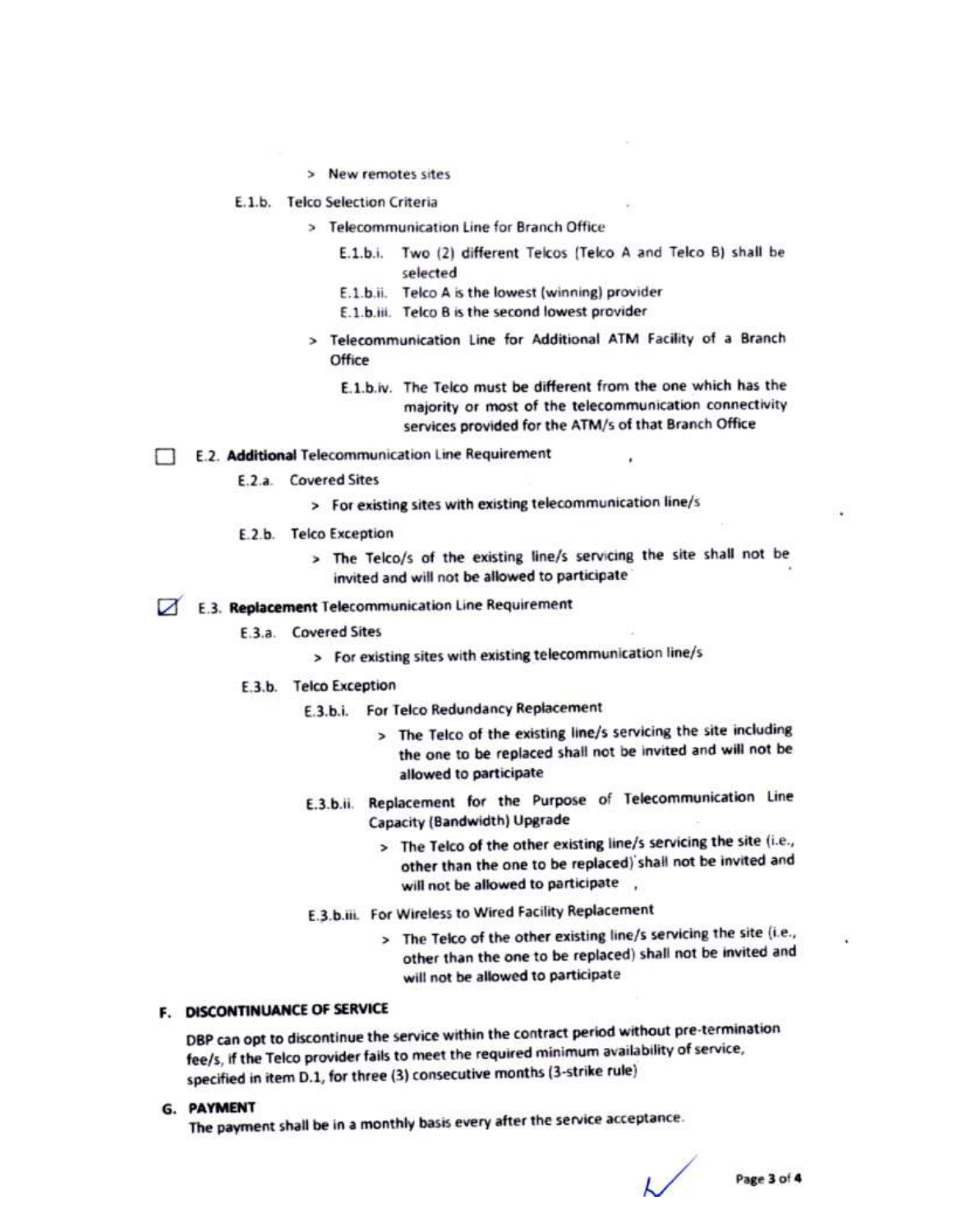- New remotes sites

E.1.b. Telco Selection Criteria

- Telecommunication Line for Branch Office
  - E.1.b.i. Two (2) different Telcos (Telco A and Telco B) shall be selected
  - E.1.b.ii. Telco A is the lowest (winning) provider
  - E.1.b.iii. Telco B is the second lowest provider
- Telecommunication Line for Additional ATM Facility of a Branch Office
  - E.1.b.iv. The Telco must be different from the one which has the majority or most of the telecommunication connectivity services provided for the ATM/s of that Branch Office

☐ E.2. **Additional** Telecommunication Line Requirement

E.2.a. Covered Sites

- For existing sites with existing telecommunication line/s

E.2.b. Telco Exception

- The Telco/s of the existing line/s servicing the site shall not be invited and will not be allowed to participate

☑ E.3. **Replacement** Telecommunication Line Requirement

E.3.a. Covered Sites

- For existing sites with existing telecommunication line/s

E.3.b. Telco Exception

E.3.b.i. For Telco Redundancy Replacement

- The Telco of the existing line/s servicing the site including the one to be replaced shall not be invited and will not be allowed to participate

E.3.b.ii. Replacement for the Purpose of Telecommunication Line Capacity (Bandwidth) Upgrade

- The Telco of the other existing line/s servicing the site (i.e., other than the one to be replaced) shall not be invited and will not be allowed to participate

E.3.b.iii. For Wireless to Wired Facility Replacement

- The Telco of the other existing line/s servicing the site (i.e., other than the one to be replaced) shall not be invited and will not be allowed to participate

## F. DISCONTINUANCE OF SERVICE

DBP can opt to discontinue the service within the contract period without pre-termination fee/s, if the Telco provider fails to meet the required minimum availability of service, specified in item D.1, for three (3) consecutive months (3-strike rule)

## G. PAYMENT

The payment shall be in a monthly basis every after the service acceptance.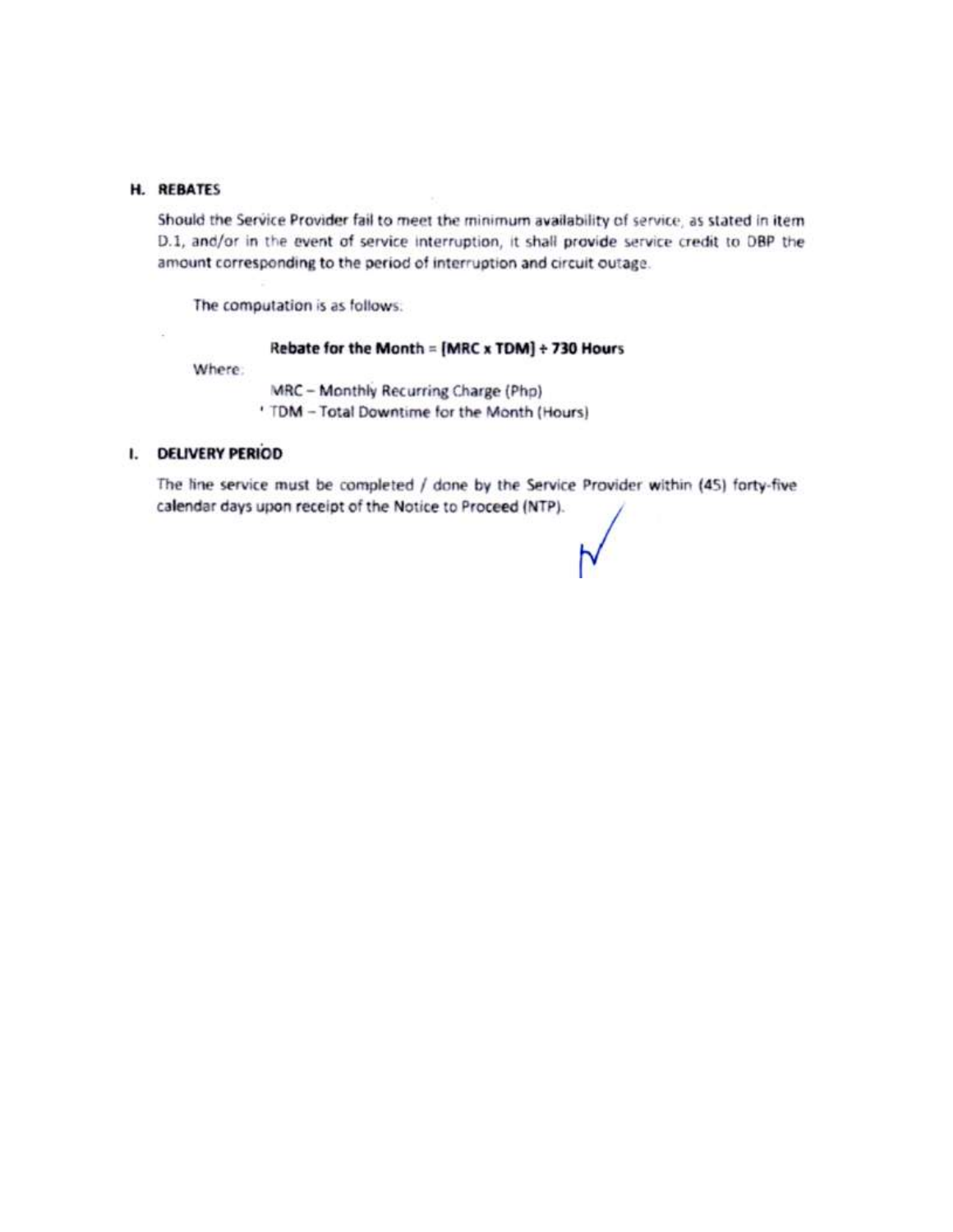## H. REBATES

Should the Service Provider fail to meet the minimum availability of service, as stated in item D.1, and/or in the event of service interruption, it shall provide service credit to DBP the amount corresponding to the period of interruption and circuit outage.

The computation is as follows:

**Rebate for the Month = [MRC x TDM] ÷ 730 Hours**

Where:

MRC – Monthly Recurring Charge (Php)
TDM – Total Downtime for the Month (Hours)

## I. DELIVERY PERIOD

The line service must be completed / done by the Service Provider within (45) forty-five calendar days upon receipt of the Notice to Proceed (NTP).